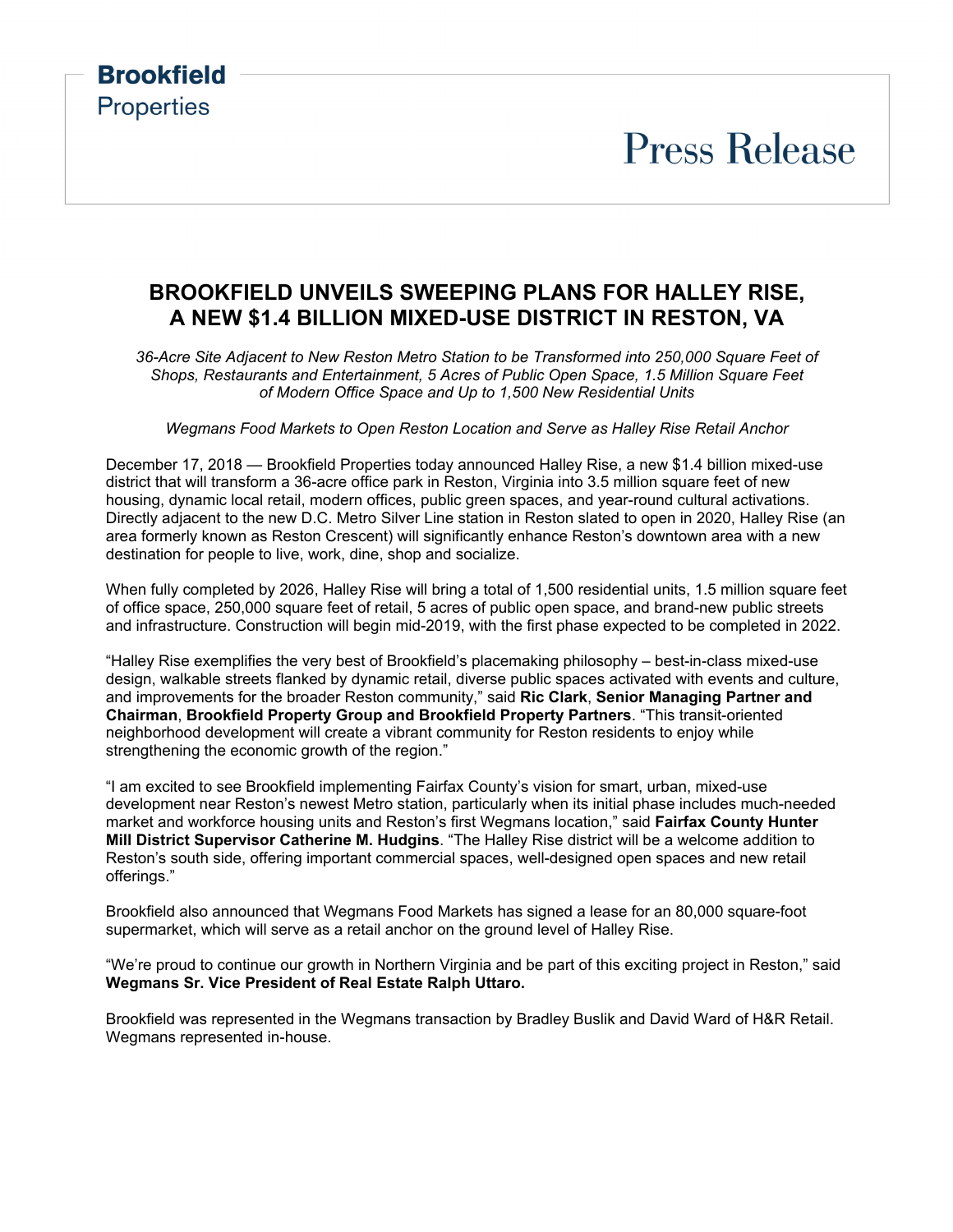**Brookfield**
Properties

Press Release

# BROOKFIELD UNVEILS SWEEPING PLANS FOR HALLEY RISE, A NEW $1.4 BILLION MIXED-USE DISTRICT IN RESTON, VA

*36-Acre Site Adjacent to New Reston Metro Station to be Transformed into 250,000 Square Feet of Shops, Restaurants and Entertainment, 5 Acres of Public Open Space, 1.5 Million Square Feet of Modern Office Space and Up to 1,500 New Residential Units*

*Wegmans Food Markets to Open Reston Location and Serve as Halley Rise Retail Anchor*

December 17, 2018 — Brookfield Properties today announced Halley Rise, a new $1.4 billion mixed-use district that will transform a 36-acre office park in Reston, Virginia into 3.5 million square feet of new housing, dynamic local retail, modern offices, public green spaces, and year-round cultural activations. Directly adjacent to the new D.C. Metro Silver Line station in Reston slated to open in 2020, Halley Rise (an area formerly known as Reston Crescent) will significantly enhance Reston's downtown area with a new destination for people to live, work, dine, shop and socialize.

When fully completed by 2026, Halley Rise will bring a total of 1,500 residential units, 1.5 million square feet of office space, 250,000 square feet of retail, 5 acres of public open space, and brand-new public streets and infrastructure. Construction will begin mid-2019, with the first phase expected to be completed in 2022.

"Halley Rise exemplifies the very best of Brookfield's placemaking philosophy – best-in-class mixed-use design, walkable streets flanked by dynamic retail, diverse public spaces activated with events and culture, and improvements for the broader Reston community," said **Ric Clark**, **Senior Managing Partner and Chairman**, **Brookfield Property Group and Brookfield Property Partners**. "This transit-oriented neighborhood development will create a vibrant community for Reston residents to enjoy while strengthening the economic growth of the region."

"I am excited to see Brookfield implementing Fairfax County's vision for smart, urban, mixed-use development near Reston's newest Metro station, particularly when its initial phase includes much-needed market and workforce housing units and Reston's first Wegmans location," said **Fairfax County Hunter Mill District Supervisor Catherine M. Hudgins**. "The Halley Rise district will be a welcome addition to Reston's south side, offering important commercial spaces, well-designed open spaces and new retail offerings."

Brookfield also announced that Wegmans Food Markets has signed a lease for an 80,000 square-foot supermarket, which will serve as a retail anchor on the ground level of Halley Rise.

"We're proud to continue our growth in Northern Virginia and be part of this exciting project in Reston," said **Wegmans Sr. Vice President of Real Estate Ralph Uttaro.**

Brookfield was represented in the Wegmans transaction by Bradley Buslik and David Ward of H&R Retail. Wegmans represented in-house.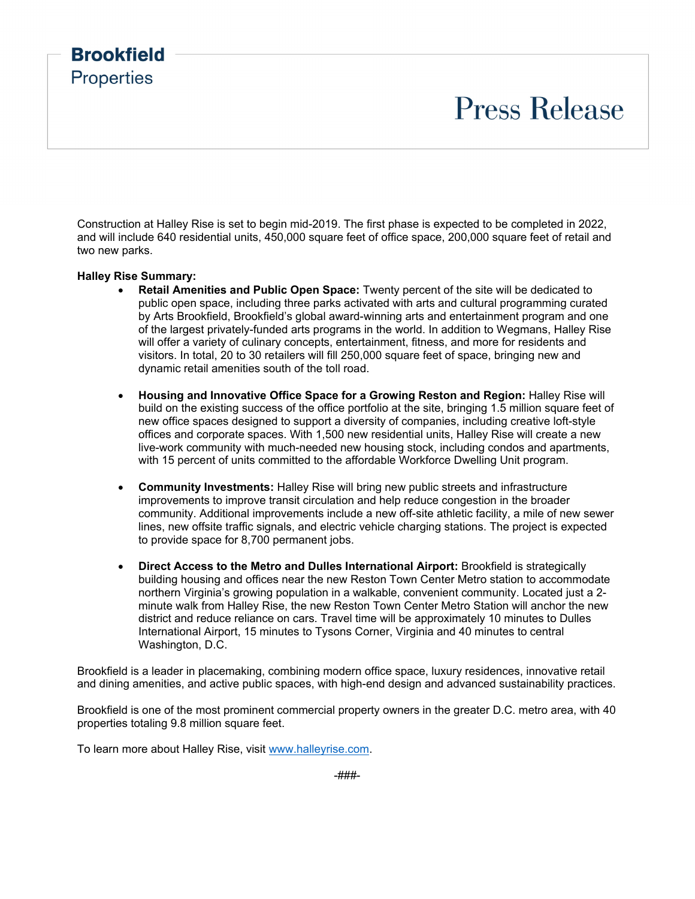Brookfield Properties

# Press Release

Construction at Halley Rise is set to begin mid-2019. The first phase is expected to be completed in 2022, and will include 640 residential units, 450,000 square feet of office space, 200,000 square feet of retail and two new parks.

**Halley Rise Summary:**

- **Retail Amenities and Public Open Space:** Twenty percent of the site will be dedicated to public open space, including three parks activated with arts and cultural programming curated by Arts Brookfield, Brookfield's global award-winning arts and entertainment program and one of the largest privately-funded arts programs in the world. In addition to Wegmans, Halley Rise will offer a variety of culinary concepts, entertainment, fitness, and more for residents and visitors. In total, 20 to 30 retailers will fill 250,000 square feet of space, bringing new and dynamic retail amenities south of the toll road.

- **Housing and Innovative Office Space for a Growing Reston and Region:** Halley Rise will build on the existing success of the office portfolio at the site, bringing 1.5 million square feet of new office spaces designed to support a diversity of companies, including creative loft-style offices and corporate spaces. With 1,500 new residential units, Halley Rise will create a new live-work community with much-needed new housing stock, including condos and apartments, with 15 percent of units committed to the affordable Workforce Dwelling Unit program.

- **Community Investments:** Halley Rise will bring new public streets and infrastructure improvements to improve transit circulation and help reduce congestion in the broader community. Additional improvements include a new off-site athletic facility, a mile of new sewer lines, new offsite traffic signals, and electric vehicle charging stations. The project is expected to provide space for 8,700 permanent jobs.

- **Direct Access to the Metro and Dulles International Airport:** Brookfield is strategically building housing and offices near the new Reston Town Center Metro station to accommodate northern Virginia's growing population in a walkable, convenient community. Located just a 2-minute walk from Halley Rise, the new Reston Town Center Metro Station will anchor the new district and reduce reliance on cars. Travel time will be approximately 10 minutes to Dulles International Airport, 15 minutes to Tysons Corner, Virginia and 40 minutes to central Washington, D.C.

Brookfield is a leader in placemaking, combining modern office space, luxury residences, innovative retail and dining amenities, and active public spaces, with high-end design and advanced sustainability practices.

Brookfield is one of the most prominent commercial property owners in the greater D.C. metro area, with 40 properties totaling 9.8 million square feet.

To learn more about Halley Rise, visit www.halleyrise.com.

-###-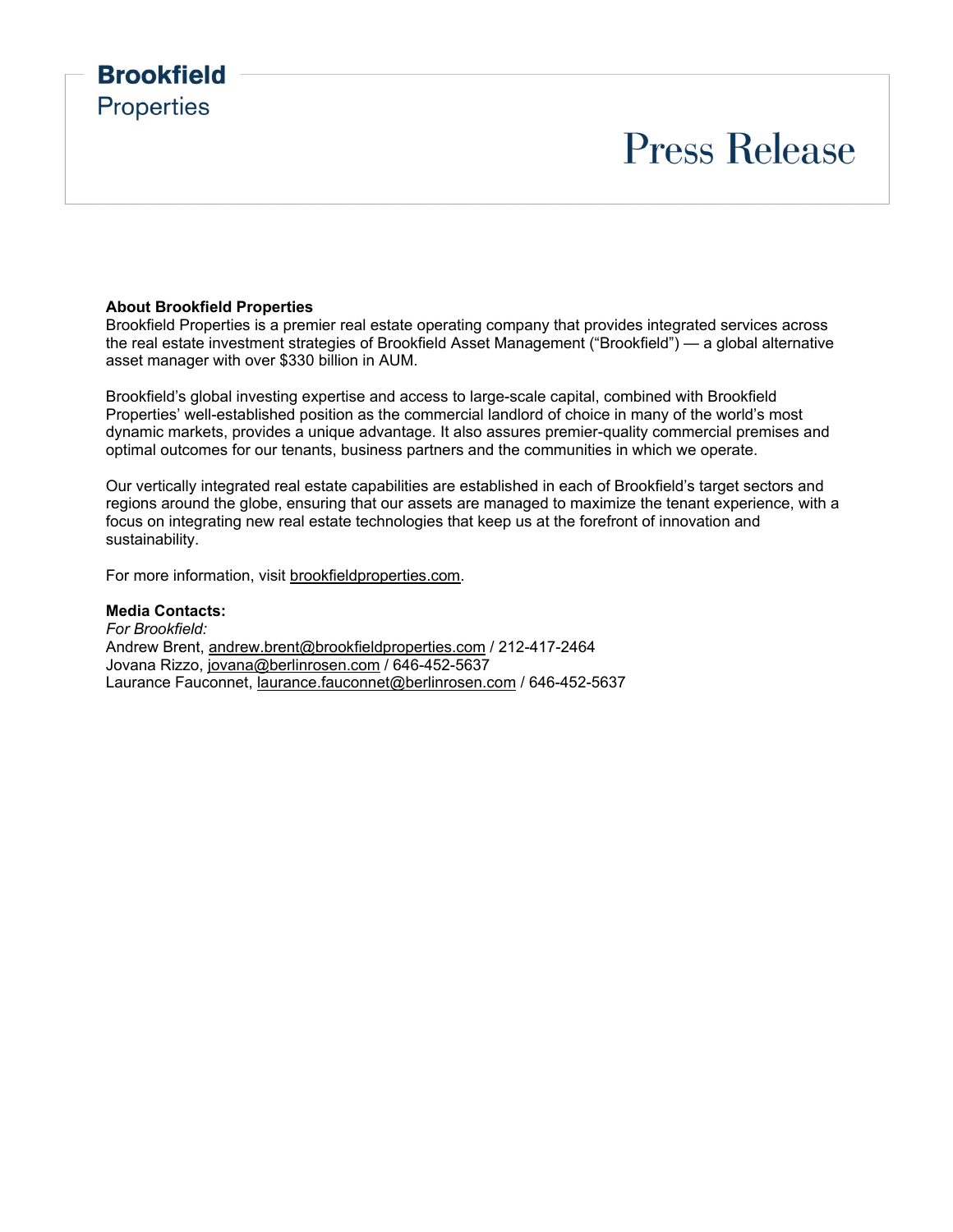**About Brookfield Properties**

Brookfield Properties is a premier real estate operating company that provides integrated services across the real estate investment strategies of Brookfield Asset Management (“Brookfield”) — a global alternative asset manager with over $330 billion in AUM.

Brookfield’s global investing expertise and access to large-scale capital, combined with Brookfield Properties’ well-established position as the commercial landlord of choice in many of the world’s most dynamic markets, provides a unique advantage. It also assures premier-quality commercial premises and optimal outcomes for our tenants, business partners and the communities in which we operate.

Our vertically integrated real estate capabilities are established in each of Brookfield’s target sectors and regions around the globe, ensuring that our assets are managed to maximize the tenant experience, with a focus on integrating new real estate technologies that keep us at the forefront of innovation and sustainability.

For more information, visit brookfieldproperties.com.

**Media Contacts:**

*For Brookfield:*

Andrew Brent, andrew.brent@brookfieldproperties.com / 212-417-2464
Jovana Rizzo, jovana@berlinrosen.com / 646-452-5637
Laurance Fauconnet, laurance.fauconnet@berlinrosen.com / 646-452-5637